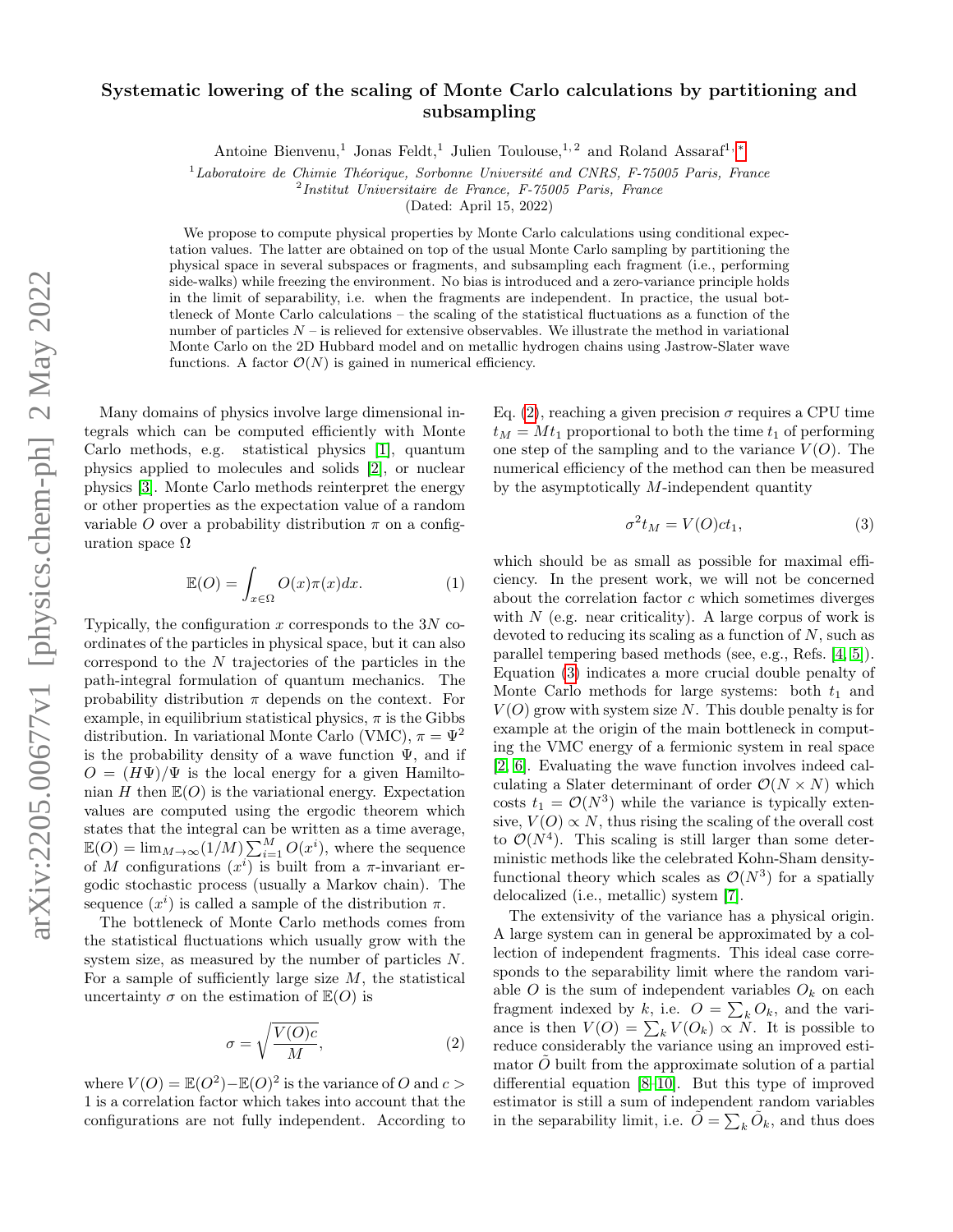# Systematic lowering of the scaling of Monte Carlo calculations by partitioning and subsampling

Antoine Bienvenu,[1] Jonas Feldt,[1] Julien Toulouse,[1,2] and Roland Assaraf[1,*]

[1] *Laboratoire de Chimie Théorique, Sorbonne Université and CNRS, F-75005 Paris, France*
[2] *Institut Universitaire de France, F-75005 Paris, France*

(Dated: April 15, 2022)

We propose to compute physical properties by Monte Carlo calculations using conditional expectation values. The latter are obtained on top of the usual Monte Carlo sampling by partitioning the physical space in several subspaces or fragments, and subsampling each fragment (i.e., performing side-walks) while freezing the environment. No bias is introduced and a zero-variance principle holds in the limit of separability, i.e. when the fragments are independent. In practice, the usual bottleneck of Monte Carlo calculations – the scaling of the statistical fluctuations as a function of the number of particles $N$ – is relieved for extensive observables. We illustrate the method in variational Monte Carlo on the 2D Hubbard model and on metallic hydrogen chains using Jastrow-Slater wave functions. A factor $\mathcal{O}(N)$ is gained in numerical efficiency.

Many domains of physics involve large dimensional integrals which can be computed efficiently with Monte Carlo methods, e.g. statistical physics [1], quantum physics applied to molecules and solids [2], or nuclear physics [3]. Monte Carlo methods reinterpret the energy or other properties as the expectation value of a random variable $O$ over a probability distribution $\pi$ on a configuration space $\Omega$

$$\mathbb{E}(O) = \int_{x\in\Omega} O(x)\pi(x)dx. \tag{1}$$

Typically, the configuration $x$ corresponds to the $3N$ coordinates of the particles in physical space, but it can also correspond to the $N$ trajectories of the particles in the path-integral formulation of quantum mechanics. The probability distribution $\pi$ depends on the context. For example, in equilibrium statistical physics, $\pi$ is the Gibbs distribution. In variational Monte Carlo (VMC), $\pi = \Psi^2$ is the probability density of a wave function $\Psi$, and if $O = (H\Psi)/\Psi$ is the local energy for a given Hamiltonian $H$ then $\mathbb{E}(O)$ is the variational energy. Expectation values are computed using the ergodic theorem which states that the integral can be written as a time average, $\mathbb{E}(O) = \lim_{M\to\infty}(1/M)\sum_{i=1}^{M} O(x^i)$, where the sequence of $M$ configurations $(x^i)$ is built from a $\pi$-invariant ergodic stochastic process (usually a Markov chain). The sequence $(x^i)$ is called a sample of the distribution $\pi$.

The bottleneck of Monte Carlo methods comes from the statistical fluctuations which usually grow with the system size, as measured by the number of particles $N$. For a sample of sufficiently large size $M$, the statistical uncertainty $\sigma$ on the estimation of $\mathbb{E}(O)$ is

$$\sigma = \sqrt{\frac{V(O)c}{M}}, \tag{2}$$

where $V(O) = \mathbb{E}(O^2) - \mathbb{E}(O)^2$ is the variance of $O$ and $c > 1$ is a correlation factor which takes into account that the configurations are not fully independent. According to Eq. (2), reaching a given precision $\sigma$ requires a CPU time $t_M = Mt_1$ proportional to both the time $t_1$ of performing one step of the sampling and to the variance $V(O)$. The numerical efficiency of the method can then be measured by the asymptotically $M$-independent quantity

$$\sigma^2 t_M = V(O)ct_1, \tag{3}$$

which should be as small as possible for maximal efficiency. In the present work, we will not be concerned about the correlation factor $c$ which sometimes diverges with $N$ (e.g. near criticality). A large corpus of work is devoted to reducing its scaling as a function of $N$, such as parallel tempering based methods (see, e.g., Refs. [4, 5]). Equation (3) indicates a more crucial double penalty of Monte Carlo methods for large systems: both $t_1$ and $V(O)$ grow with system size $N$. This double penalty is for example at the origin of the main bottleneck in computing the VMC energy of a fermionic system in real space [2, 6]. Evaluating the wave function involves indeed calculating a Slater determinant of order $\mathcal{O}(N \times N)$ which costs $t_1 = \mathcal{O}(N^3)$ while the variance is typically extensive, $V(O) \propto N$, thus rising the scaling of the overall cost to $\mathcal{O}(N^4)$. This scaling is still larger than some deterministic methods like the celebrated Kohn-Sham density-functional theory which scales as $\mathcal{O}(N^3)$ for a spatially delocalized (i.e., metallic) system [7].

The extensivity of the variance has a physical origin. A large system can in general be approximated by a collection of independent fragments. This ideal case corresponds to the separability limit where the random variable $O$ is the sum of independent variables $O_k$ on each fragment indexed by $k$, i.e. $O = \sum_k O_k$, and the variance is then $V(O) = \sum_k V(O_k) \propto N$. It is possible to reduce considerably the variance using an improved estimator $\tilde{O}$ built from the approximate solution of a partial differential equation [8–10]. But this type of improved estimator is still a sum of independent random variables in the separability limit, i.e. $\tilde{O} = \sum_k \tilde{O}_k$, and thus does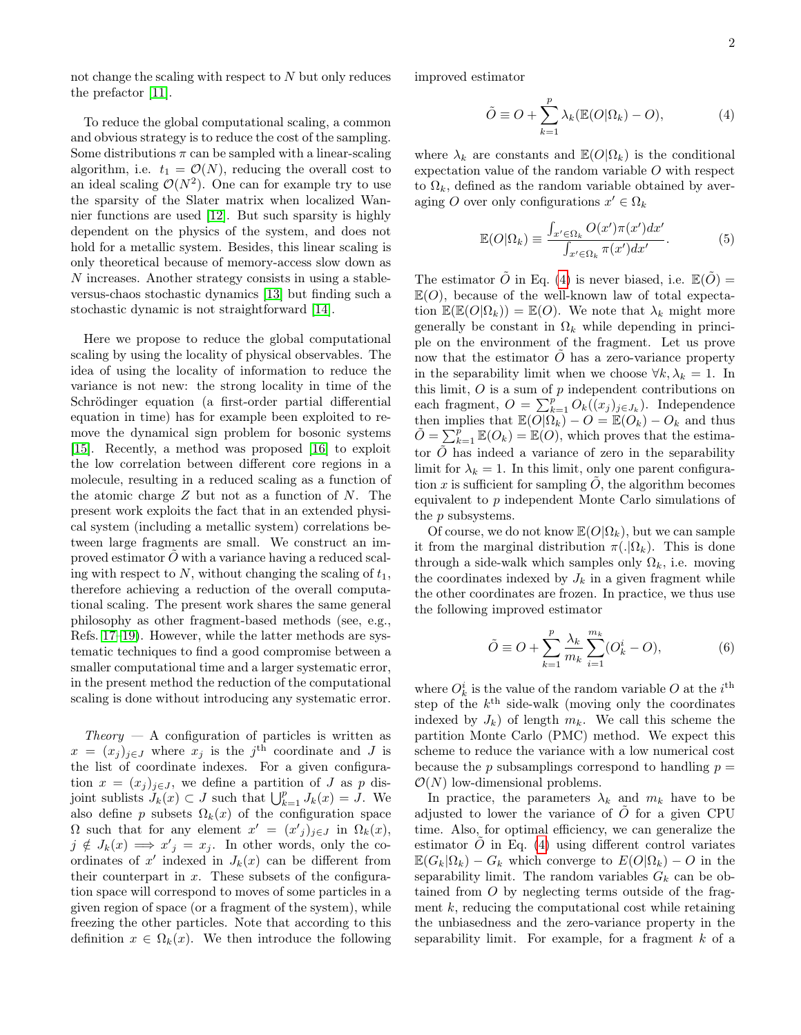not change the scaling with respect to $N$ but only reduces the prefactor [11].

To reduce the global computational scaling, a common and obvious strategy is to reduce the cost of the sampling. Some distributions $\pi$ can be sampled with a linear-scaling algorithm, i.e. $t_1 = \mathcal{O}(N)$, reducing the overall cost to an ideal scaling $\mathcal{O}(N^2)$. One can for example try to use the sparsity of the Slater matrix when localized Wannier functions are used [12]. But such sparsity is highly dependent on the physics of the system, and does not hold for a metallic system. Besides, this linear scaling is only theoretical because of memory-access slow down as $N$ increases. Another strategy consists in using a stable-versus-chaos stochastic dynamics [13] but finding such a stochastic dynamic is not straightforward [14].

Here we propose to reduce the global computational scaling by using the locality of physical observables. The idea of using the locality of information to reduce the variance is not new: the strong locality in time of the Schrödinger equation (a first-order partial differential equation in time) has for example been exploited to remove the dynamical sign problem for bosonic systems [15]. Recently, a method was proposed [16] to exploit the low correlation between different core regions in a molecule, resulting in a reduced scaling as a function of the atomic charge $Z$ but not as a function of $N$. The present work exploits the fact that in an extended physical system (including a metallic system) correlations between large fragments are small. We construct an improved estimator $\tilde{O}$ with a variance having a reduced scaling with respect to $N$, without changing the scaling of $t_1$, therefore achieving a reduction of the overall computational scaling. The present work shares the same general philosophy as other fragment-based methods (see, e.g., Refs. [17–19]). However, while the latter methods are systematic techniques to find a good compromise between a smaller computational time and a larger systematic error, in the present method the reduction of the computational scaling is done without introducing any systematic error.

*Theory* — A configuration of particles is written as $x = (x_j)_{j\in J}$ where $x_j$ is the $j^{\text{th}}$ coordinate and $J$ is the list of coordinate indexes. For a given configuration $x = (x_j)_{j\in J}$, we define a partition of $J$ as $p$ disjoint sublists $J_k(x) \subset J$ such that $\bigcup_{k=1}^{p} J_k(x) = J$. We also define $p$ subsets $\Omega_k(x)$ of the configuration space $\Omega$ such that for any element $x' = (x'_j)_{j\in J}$ in $\Omega_k(x)$, $j \notin J_k(x) \implies x'_j = x_j$. In other words, only the coordinates of $x'$ indexed in $J_k(x)$ can be different from their counterpart in $x$. These subsets of the configuration space will correspond to moves of some particles in a given region of space (or a fragment of the system), while freezing the other particles. Note that according to this definition $x \in \Omega_k(x)$. We then introduce the following improved estimator

$$\tilde{O} \equiv O + \sum_{k=1}^{p} \lambda_k (\mathbb{E}(O|\Omega_k) - O), \tag{4}$$

where $\lambda_k$ are constants and $\mathbb{E}(O|\Omega_k)$ is the conditional expectation value of the random variable $O$ with respect to $\Omega_k$, defined as the random variable obtained by averaging $O$ over only configurations $x' \in \Omega_k$

$$\mathbb{E}(O|\Omega_k) \equiv \frac{\int_{x'\in\Omega_k} O(x')\pi(x')dx'}{\int_{x'\in\Omega_k} \pi(x')dx'}. \tag{5}$$

The estimator $\tilde{O}$ in Eq. (4) is never biased, i.e. $\mathbb{E}(\tilde{O}) = \mathbb{E}(O)$, because of the well-known law of total expectation $\mathbb{E}(\mathbb{E}(O|\Omega_k)) = \mathbb{E}(O)$. We note that $\lambda_k$ might more generally be constant in $\Omega_k$ while depending in principle on the environment of the fragment. Let us prove now that the estimator $\tilde{O}$ has a zero-variance property in the separability limit when we choose $\forall k, \lambda_k = 1$. In this limit, $O$ is a sum of $p$ independent contributions on each fragment, $O = \sum_{k=1}^{p} O_k((x_j)_{j\in J_k})$. Independence then implies that $\mathbb{E}(O|\Omega_k) - O = \mathbb{E}(O_k) - O_k$ and thus $\tilde{O} = \sum_{k=1}^{p} \mathbb{E}(O_k) = \mathbb{E}(O)$, which proves that the estimator $\tilde{O}$ has indeed a variance of zero in the separability limit for $\lambda_k = 1$. In this limit, only one parent configuration $x$ is sufficient for sampling $\tilde{O}$, the algorithm becomes equivalent to $p$ independent Monte Carlo simulations of the $p$ subsystems.

Of course, we do not know $\mathbb{E}(O|\Omega_k)$, but we can sample it from the marginal distribution $\pi(.|\Omega_k)$. This is done through a side-walk which samples only $\Omega_k$, i.e. moving the coordinates indexed by $J_k$ in a given fragment while the other coordinates are frozen. In practice, we thus use the following improved estimator

$$\tilde{O} \equiv O + \sum_{k=1}^{p} \frac{\lambda_k}{m_k} \sum_{i=1}^{m_k} (O_k^i - O), \tag{6}$$

where $O_k^i$ is the value of the random variable $O$ at the $i^{\text{th}}$ step of the $k^{\text{th}}$ side-walk (moving only the coordinates indexed by $J_k$) of length $m_k$. We call this scheme the partition Monte Carlo (PMC) method. We expect this scheme to reduce the variance with a low numerical cost because the $p$ subsamplings correspond to handling $p = \mathcal{O}(N)$ low-dimensional problems.

In practice, the parameters $\lambda_k$ and $m_k$ have to be adjusted to lower the variance of $\tilde{O}$ for a given CPU time. Also, for optimal efficiency, we can generalize the estimator $\tilde{O}$ in Eq. (4) using different control variates $\mathbb{E}(G_k|\Omega_k) - G_k$ which converge to $E(O|\Omega_k) - O$ in the separability limit. The random variables $G_k$ can be obtained from $O$ by neglecting terms outside of the fragment $k$, reducing the computational cost while retaining the unbiasedness and the zero-variance property in the separability limit. For example, for a fragment $k$ of a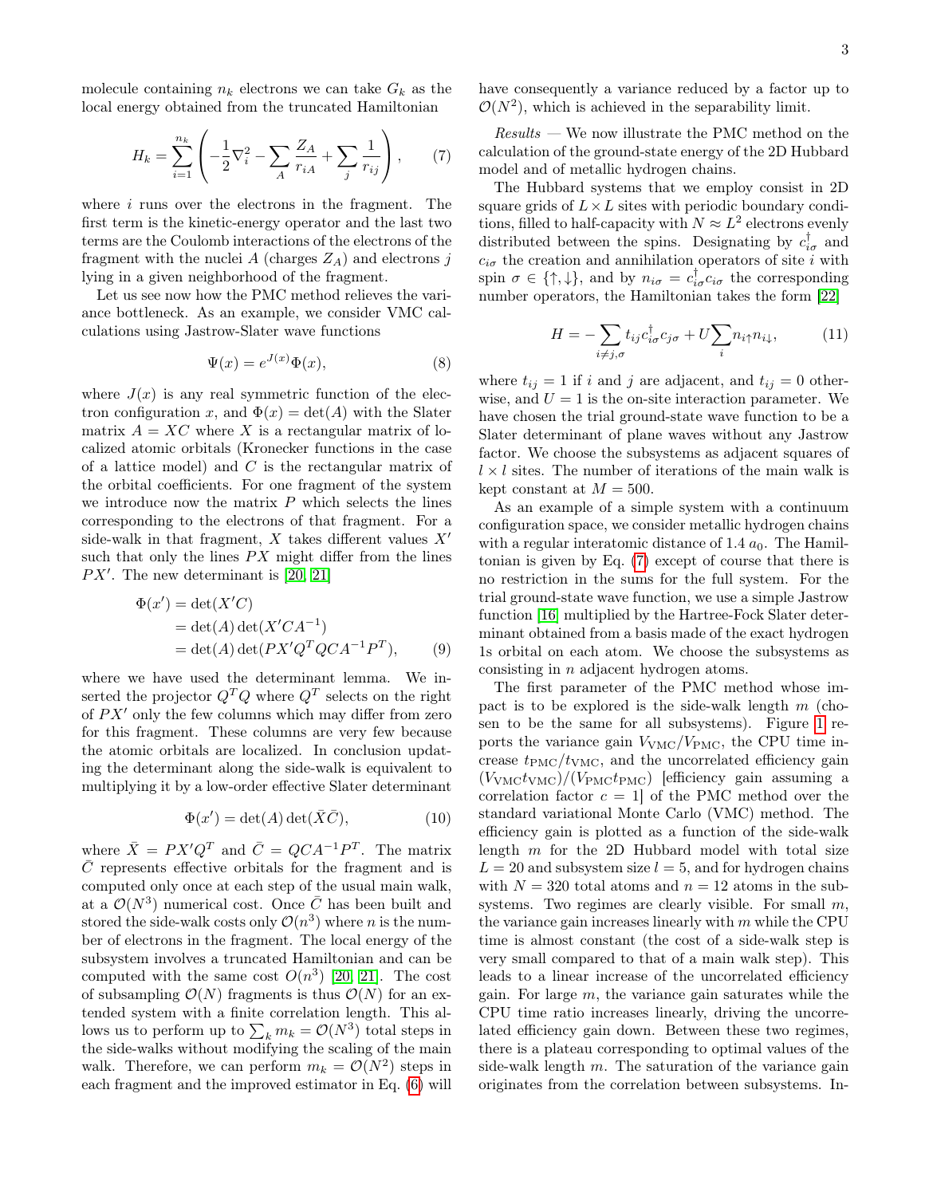molecule containing $n_k$ electrons we can take $G_k$ as the local energy obtained from the truncated Hamiltonian

$$H_k = \sum_{i=1}^{n_k} \left( -\frac{1}{2}\nabla_i^2 - \sum_A \frac{Z_A}{r_{iA}} + \sum_j \frac{1}{r_{ij}} \right), \qquad (7)$$

where $i$ runs over the electrons in the fragment. The first term is the kinetic-energy operator and the last two terms are the Coulomb interactions of the electrons of the fragment with the nuclei $A$ (charges $Z_A$) and electrons $j$ lying in a given neighborhood of the fragment.

Let us see now how the PMC method relieves the variance bottleneck. As an example, we consider VMC calculations using Jastrow-Slater wave functions

$$\Psi(x) = e^{J(x)}\Phi(x), \qquad (8)$$

where $J(x)$ is any real symmetric function of the electron configuration $x$, and $\Phi(x) = \det(A)$ with the Slater matrix $A = XC$ where $X$ is a rectangular matrix of localized atomic orbitals (Kronecker functions in the case of a lattice model) and $C$ is the rectangular matrix of the orbital coefficients. For one fragment of the system we introduce now the matrix $P$ which selects the lines corresponding to the electrons of that fragment. For a side-walk in that fragment, $X$ takes different values $X'$ such that only the lines $PX$ might differ from the lines $PX'$. The new determinant is [20, 21]

$$\begin{aligned}
\Phi(x') &= \det(X'C) \\
&= \det(A)\det(X'CA^{-1}) \\
&= \det(A)\det(PX'Q^TQCA^{-1}P^T), \qquad (9)
\end{aligned}$$

where we have used the determinant lemma. We inserted the projector $Q^TQ$ where $Q^T$ selects on the right of $PX'$ only the few columns which may differ from zero for this fragment. These columns are very few because the atomic orbitals are localized. In conclusion updating the determinant along the side-walk is equivalent to multiplying it by a low-order effective Slater determinant

$$\Phi(x') = \det(A)\det(\bar{X}\bar{C}), \qquad (10)$$

where $\bar{X} = PX'Q^T$ and $\bar{C} = QCA^{-1}P^T$. The matrix $\bar{C}$ represents effective orbitals for the fragment and is computed only once at each step of the usual main walk, at a $\mathcal{O}(N^3)$ numerical cost. Once $\bar{C}$ has been built and stored the side-walk costs only $\mathcal{O}(n^3)$ where $n$ is the number of electrons in the fragment. The local energy of the subsystem involves a truncated Hamiltonian and can be computed with the same cost $O(n^3)$ [20, 21]. The cost of subsampling $\mathcal{O}(N)$ fragments is thus $\mathcal{O}(N)$ for an extended system with a finite correlation length. This allows us to perform up to $\sum_k m_k = \mathcal{O}(N^3)$ total steps in the side-walks without modifying the scaling of the main walk. Therefore, we can perform $m_k = \mathcal{O}(N^2)$ steps in each fragment and the improved estimator in Eq. (6) will have consequently a variance reduced by a factor up to $\mathcal{O}(N^2)$, which is achieved in the separability limit.

*Results* — We now illustrate the PMC method on the calculation of the ground-state energy of the 2D Hubbard model and of metallic hydrogen chains.

The Hubbard systems that we employ consist in 2D square grids of $L \times L$ sites with periodic boundary conditions, filled to half-capacity with $N \approx L^2$ electrons evenly distributed between the spins. Designating by $c_{i\sigma}^\dagger$ and $c_{i\sigma}$ the creation and annihilation operators of site $i$ with spin $\sigma \in \{\uparrow, \downarrow\}$, and by $n_{i\sigma} = c_{i\sigma}^\dagger c_{i\sigma}$ the corresponding number operators, the Hamiltonian takes the form [22]

$$H = -\sum_{i \neq j, \sigma} t_{ij} c_{i\sigma}^\dagger c_{j\sigma} + U \sum_i n_{i\uparrow} n_{i\downarrow}, \qquad (11)$$

where $t_{ij} = 1$ if $i$ and $j$ are adjacent, and $t_{ij} = 0$ otherwise, and $U = 1$ is the on-site interaction parameter. We have chosen the trial ground-state wave function to be a Slater determinant of plane waves without any Jastrow factor. We choose the subsystems as adjacent squares of $l \times l$ sites. The number of iterations of the main walk is kept constant at $M = 500$.

As an example of a simple system with a continuum configuration space, we consider metallic hydrogen chains with a regular interatomic distance of $1.4\ a_0$. The Hamiltonian is given by Eq. (7) except of course that there is no restriction in the sums for the full system. For the trial ground-state wave function, we use a simple Jastrow function [16] multiplied by the Hartree-Fock Slater determinant obtained from a basis made of the exact hydrogen 1s orbital on each atom. We choose the subsystems as consisting in $n$ adjacent hydrogen atoms.

The first parameter of the PMC method whose impact is to be explored is the side-walk length $m$ (chosen to be the same for all subsystems). Figure 1 reports the variance gain $V_{\text{VMC}}/V_{\text{PMC}}$, the CPU time increase $t_{\text{PMC}}/t_{\text{VMC}}$, and the uncorrelated efficiency gain $(V_{\text{VMC}}t_{\text{VMC}})/(V_{\text{PMC}}t_{\text{PMC}})$ [efficiency gain assuming a correlation factor $c = 1$] of the PMC method over the standard variational Monte Carlo (VMC) method. The efficiency gain is plotted as a function of the side-walk length $m$ for the 2D Hubbard model with total size $L = 20$ and subsystem size $l = 5$, and for hydrogen chains with $N = 320$ total atoms and $n = 12$ atoms in the subsystems. Two regimes are clearly visible. For small $m$, the variance gain increases linearly with $m$ while the CPU time is almost constant (the cost of a side-walk step is very small compared to that of a main walk step). This leads to a linear increase of the uncorrelated efficiency gain. For large $m$, the variance gain saturates while the CPU time ratio increases linearly, driving the uncorrelated efficiency gain down. Between these two regimes, there is a plateau corresponding to optimal values of the side-walk length $m$. The saturation of the variance gain originates from the correlation between subsystems. In-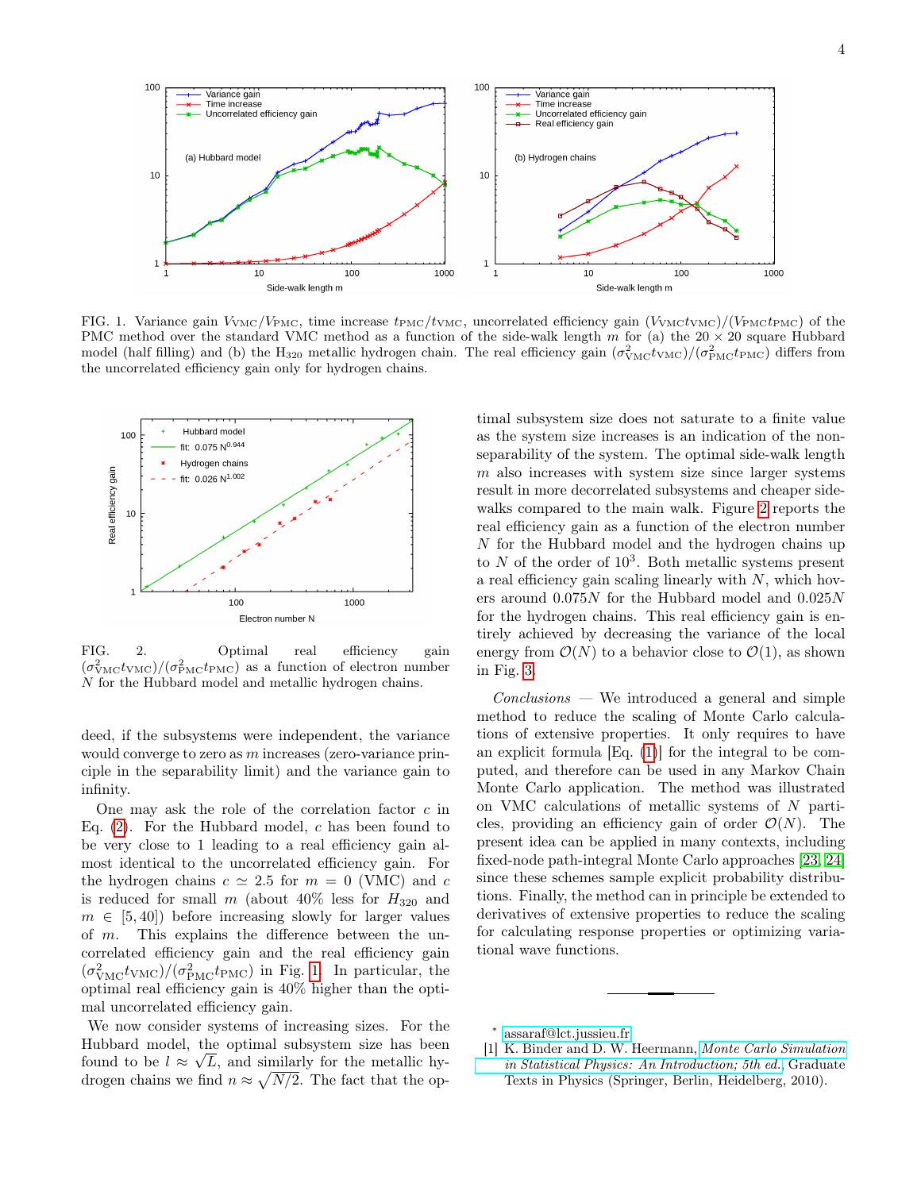FIG. 1. Variance gain $V_{\rm VMC}/V_{\rm PMC}$, time increase $t_{\rm PMC}/t_{\rm VMC}$, uncorrelated efficiency gain $(V_{\rm VMC}t_{\rm VMC})/(V_{\rm PMC}t_{\rm PMC})$ of the PMC method over the standard VMC method as a function of the side-walk length $m$ for (a) the $20 \times 20$ square Hubbard model (half filling) and (b) the $H_{320}$ metallic hydrogen chain. The real efficiency gain $(\sigma^2_{\rm VMC}t_{\rm VMC})/(\sigma^2_{\rm PMC}t_{\rm PMC})$ differs from the uncorrelated efficiency gain only for hydrogen chains.

FIG. 2. Optimal real efficiency gain $(\sigma^2_{\rm VMC}t_{\rm VMC})/(\sigma^2_{\rm PMC}t_{\rm PMC})$ as a function of electron number $N$ for the Hubbard model and metallic hydrogen chains.

deed, if the subsystems were independent, the variance would converge to zero as $m$ increases (zero-variance principle in the separability limit) and the variance gain to infinity.

One may ask the role of the correlation factor $c$ in Eq. (2). For the Hubbard model, $c$ has been found to be very close to 1 leading to a real efficiency gain almost identical to the uncorrelated efficiency gain. For the hydrogen chains $c \simeq 2.5$ for $m = 0$ (VMC) and $c$ is reduced for small $m$ (about 40% less for $H_{320}$ and $m \in [5, 40]$) before increasing slowly for larger values of $m$. This explains the difference between the uncorrelated efficiency gain and the real efficiency gain $(\sigma^2_{\rm VMC}t_{\rm VMC})/(\sigma^2_{\rm PMC}t_{\rm PMC})$ in Fig. 1. In particular, the optimal real efficiency gain is 40% higher than the optimal uncorrelated efficiency gain.

We now consider systems of increasing sizes. For the Hubbard model, the optimal subsystem size has been found to be $l \approx \sqrt{L}$, and similarly for the metallic hydrogen chains we find $n \approx \sqrt{N/2}$. The fact that the optimal subsystem size does not saturate to a finite value as the system size increases is an indication of the non-separability of the system. The optimal side-walk length $m$ also increases with system size since larger systems result in more decorrelated subsystems and cheaper side-walks compared to the main walk. Figure 2 reports the real efficiency gain as a function of the electron number $N$ for the Hubbard model and the hydrogen chains up to $N$ of the order of $10^3$. Both metallic systems present a real efficiency gain scaling linearly with $N$, which hovers around $0.075N$ for the Hubbard model and $0.025N$ for the hydrogen chains. This real efficiency gain is entirely achieved by decreasing the variance of the local energy from $\mathcal{O}(N)$ to a behavior close to $\mathcal{O}(1)$, as shown in Fig. 3.

*Conclusions* — We introduced a general and simple method to reduce the scaling of Monte Carlo calculations of extensive properties. It only requires to have an explicit formula [Eq. (1)] for the integral to be computed, and therefore can be used in any Markov Chain Monte Carlo application. The method was illustrated on VMC calculations of metallic systems of $N$ particles, providing an efficiency gain of order $\mathcal{O}(N)$. The present idea can be applied in many contexts, including fixed-node path-integral Monte Carlo approaches [23, 24] since these schemes sample explicit probability distributions. Finally, the method can in principle be extended to derivatives of extensive properties to reduce the scaling for calculating response properties or optimizing variational wave functions.

* assaraf@lct.jussieu.fr

[1] K. Binder and D. W. Heermann, *Monte Carlo Simulation in Statistical Physics: An Introduction; 5th ed.*, Graduate Texts in Physics (Springer, Berlin, Heidelberg, 2010).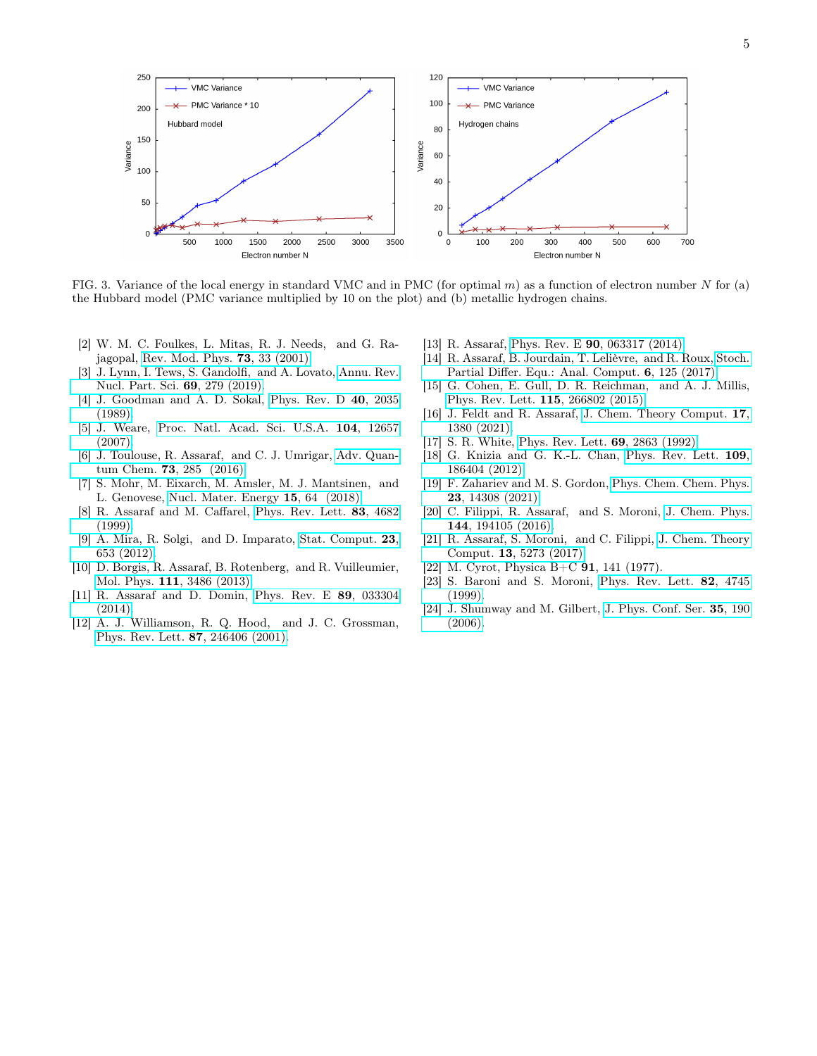250

200

150

100

50

0

Variance

500 1000 1500 2000 2500 3000 3500

Electron number N

VMC Variance

PMC Variance * 10

Hubbard model

120

100

80

60

40

20

0

Variance

0 100 200 300 400 500 600 700

Electron number N

VMC Variance

PMC Variance

Hydrogen chains

FIG. 3. Variance of the local energy in standard VMC and in PMC (for optimal $m$) as a function of electron number $N$ for (a) the Hubbard model (PMC variance multiplied by 10 on the plot) and (b) metallic hydrogen chains.

[2] W. M. C. Foulkes, L. Mitas, R. J. Needs, and G. Rajagopal, Rev. Mod. Phys. **73**, 33 (2001).

[3] J. Lynn, I. Tews, S. Gandolfi, and A. Lovato, Annu. Rev. Nucl. Part. Sci. **69**, 279 (2019).

[4] J. Goodman and A. D. Sokal, Phys. Rev. D **40**, 2035 (1989).

[5] J. Weare, Proc. Natl. Acad. Sci. U.S.A. **104**, 12657 (2007).

[6] J. Toulouse, R. Assaraf, and C. J. Umrigar, Adv. Quantum Chem. **73**, 285 (2016).

[7] S. Mohr, M. Eixarch, M. Amsler, M. J. Mantsinen, and L. Genovese, Nucl. Mater. Energy **15**, 64 (2018).

[8] R. Assaraf and M. Caffarel, Phys. Rev. Lett. **83**, 4682 (1999).

[9] A. Mira, R. Solgi, and D. Imparato, Stat. Comput. **23**, 653 (2012).

[10] D. Borgis, R. Assaraf, B. Rotenberg, and R. Vuilleumier, Mol. Phys. **111**, 3486 (2013).

[11] R. Assaraf and D. Domin, Phys. Rev. E **89**, 033304 (2014).

[12] A. J. Williamson, R. Q. Hood, and J. C. Grossman, Phys. Rev. Lett. **87**, 246406 (2001).

[13] R. Assaraf, Phys. Rev. E **90**, 063317 (2014).

[14] R. Assaraf, B. Jourdain, T. Lelièvre, and R. Roux, Stoch. Partial Differ. Equ.: Anal. Comput. **6**, 125 (2017).

[15] G. Cohen, E. Gull, D. R. Reichman, and A. J. Millis, Phys. Rev. Lett. **115**, 266802 (2015).

[16] J. Feldt and R. Assaraf, J. Chem. Theory Comput. **17**, 1380 (2021).

[17] S. R. White, Phys. Rev. Lett. **69**, 2863 (1992).

[18] G. Knizia and G. K.-L. Chan, Phys. Rev. Lett. **109**, 186404 (2012).

[19] F. Zahariev and M. S. Gordon, Phys. Chem. Chem. Phys. **23**, 14308 (2021).

[20] C. Filippi, R. Assaraf, and S. Moroni, J. Chem. Phys. **144**, 194105 (2016).

[21] R. Assaraf, S. Moroni, and C. Filippi, J. Chem. Theory Comput. **13**, 5273 (2017).

[22] M. Cyrot, Physica B+C **91**, 141 (1977).

[23] S. Baroni and S. Moroni, Phys. Rev. Lett. **82**, 4745 (1999).

[24] J. Shumway and M. Gilbert, J. Phys. Conf. Ser. **35**, 190 (2006).